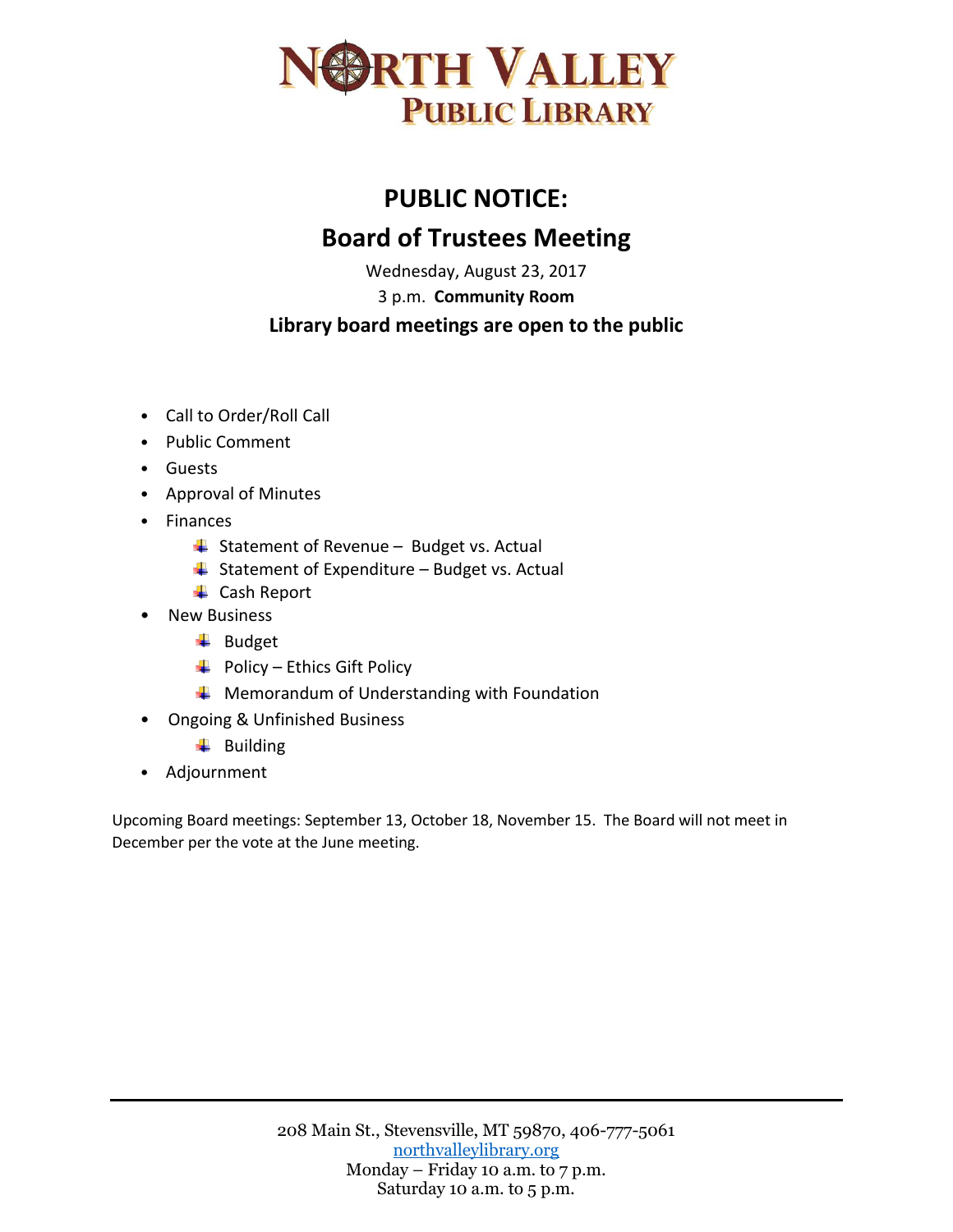# NORTH VALLEY PUBLIC LIBRARY

## PUBLIC NOTICE:

## Board of Trustees Meeting

Wednesday, August 23, 2017

3 p.m. **Community Room**

**Library board meetings are open to the public**

- Call to Order/Roll Call
- Public Comment
- Guests
- Approval of Minutes
- Finances
  - Statement of Revenue – Budget vs. Actual
  - Statement of Expenditure – Budget vs. Actual
  - Cash Report
- New Business
  - Budget
  - Policy – Ethics Gift Policy
  - Memorandum of Understanding with Foundation
- Ongoing & Unfinished Business
  - Building
- Adjournment

Upcoming Board meetings: September 13, October 18, November 15. The Board will not meet in December per the vote at the June meeting.

208 Main St., Stevensville, MT 59870, 406-777-5061
northvalleylibrary.org
Monday – Friday 10 a.m. to 7 p.m.
Saturday 10 a.m. to 5 p.m.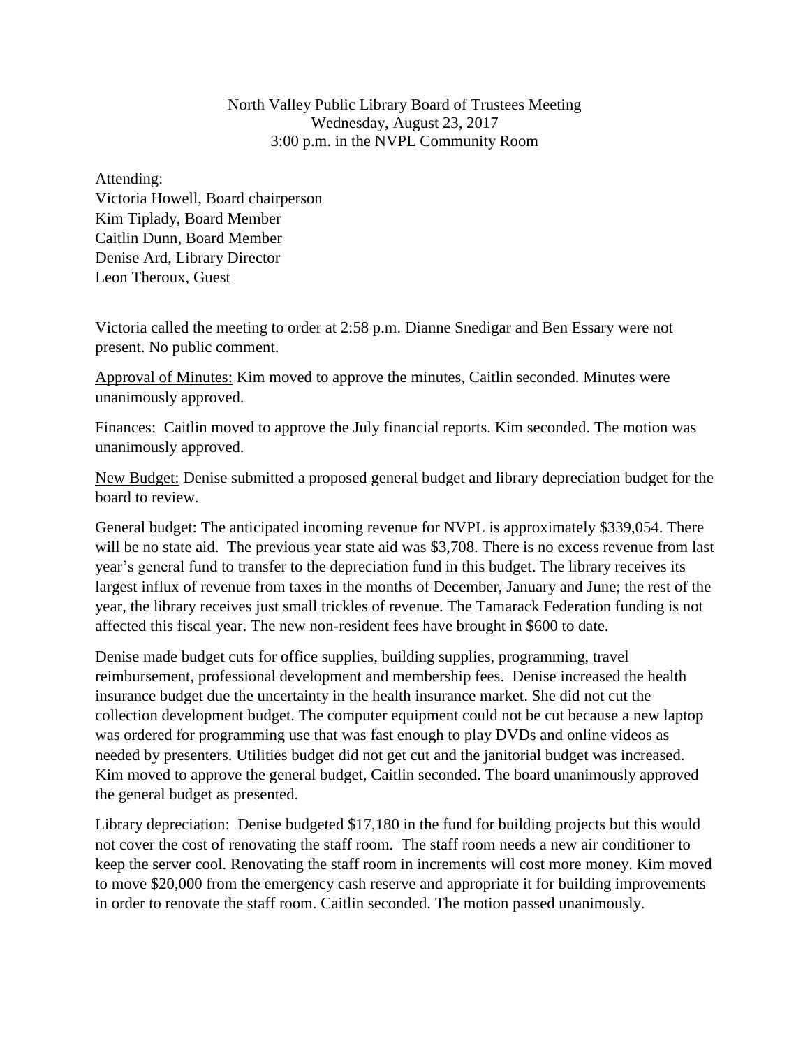North Valley Public Library Board of Trustees Meeting
Wednesday, August 23, 2017
3:00 p.m. in the NVPL Community Room

Attending:
Victoria Howell, Board chairperson
Kim Tiplady, Board Member
Caitlin Dunn, Board Member
Denise Ard, Library Director
Leon Theroux, Guest

Victoria called the meeting to order at 2:58 p.m. Dianne Snedigar and Ben Essary were not present. No public comment.

Approval of Minutes: Kim moved to approve the minutes, Caitlin seconded. Minutes were unanimously approved.

Finances: Caitlin moved to approve the July financial reports. Kim seconded. The motion was unanimously approved.

New Budget: Denise submitted a proposed general budget and library depreciation budget for the board to review.

General budget: The anticipated incoming revenue for NVPL is approximately $339,054. There will be no state aid. The previous year state aid was $3,708. There is no excess revenue from last year's general fund to transfer to the depreciation fund in this budget. The library receives its largest influx of revenue from taxes in the months of December, January and June; the rest of the year, the library receives just small trickles of revenue. The Tamarack Federation funding is not affected this fiscal year. The new non-resident fees have brought in $600 to date.

Denise made budget cuts for office supplies, building supplies, programming, travel reimbursement, professional development and membership fees. Denise increased the health insurance budget due the uncertainty in the health insurance market. She did not cut the collection development budget. The computer equipment could not be cut because a new laptop was ordered for programming use that was fast enough to play DVDs and online videos as needed by presenters. Utilities budget did not get cut and the janitorial budget was increased. Kim moved to approve the general budget, Caitlin seconded. The board unanimously approved the general budget as presented.

Library depreciation: Denise budgeted $17,180 in the fund for building projects but this would not cover the cost of renovating the staff room. The staff room needs a new air conditioner to keep the server cool. Renovating the staff room in increments will cost more money. Kim moved to move $20,000 from the emergency cash reserve and appropriate it for building improvements in order to renovate the staff room. Caitlin seconded. The motion passed unanimously.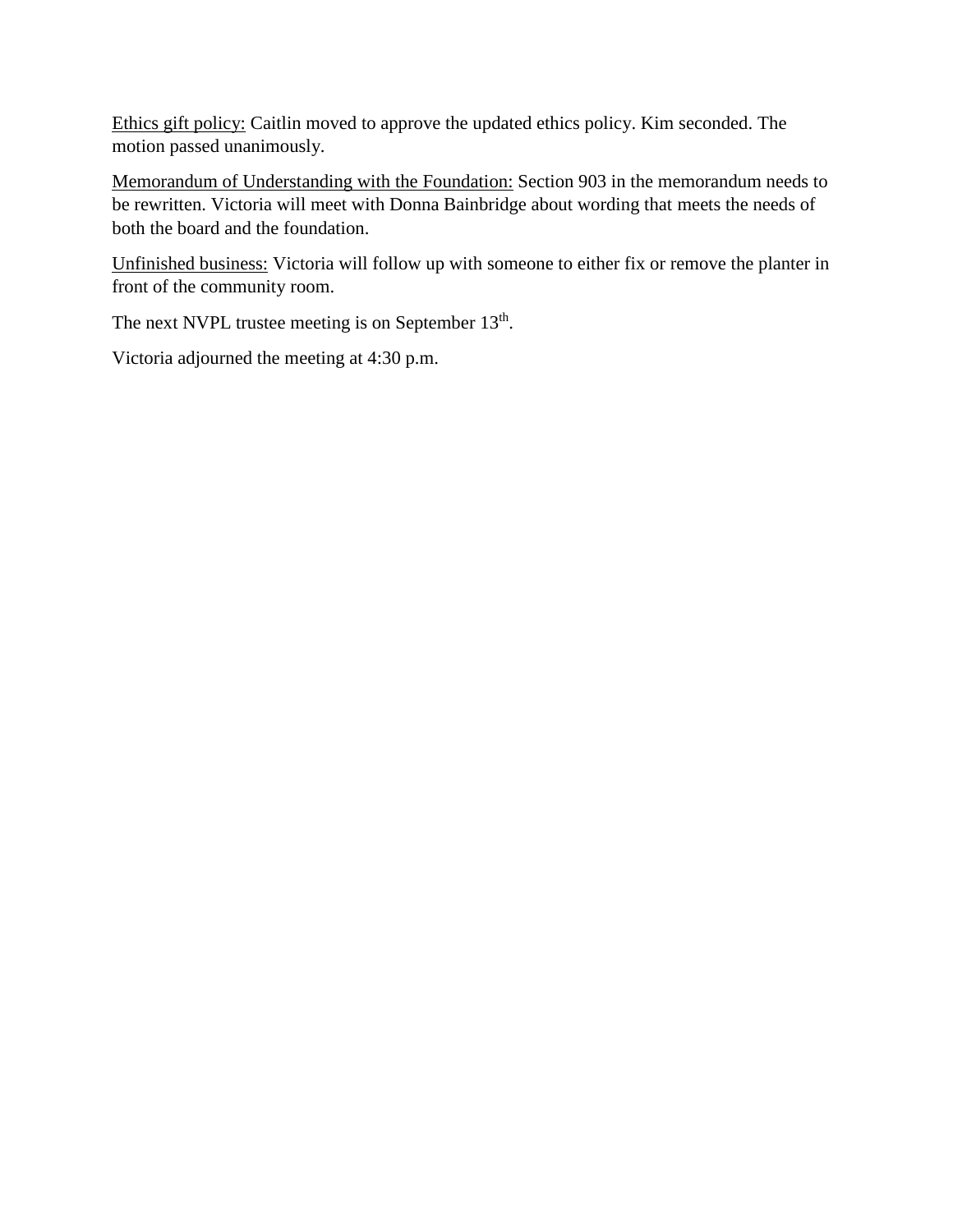<u>Ethics gift policy:</u> Caitlin moved to approve the updated ethics policy. Kim seconded. The motion passed unanimously.

<u>Memorandum of Understanding with the Foundation:</u> Section 903 in the memorandum needs to be rewritten. Victoria will meet with Donna Bainbridge about wording that meets the needs of both the board and the foundation.

<u>Unfinished business:</u> Victoria will follow up with someone to either fix or remove the planter in front of the community room.

The next NVPL trustee meeting is on September 13th.

Victoria adjourned the meeting at 4:30 p.m.